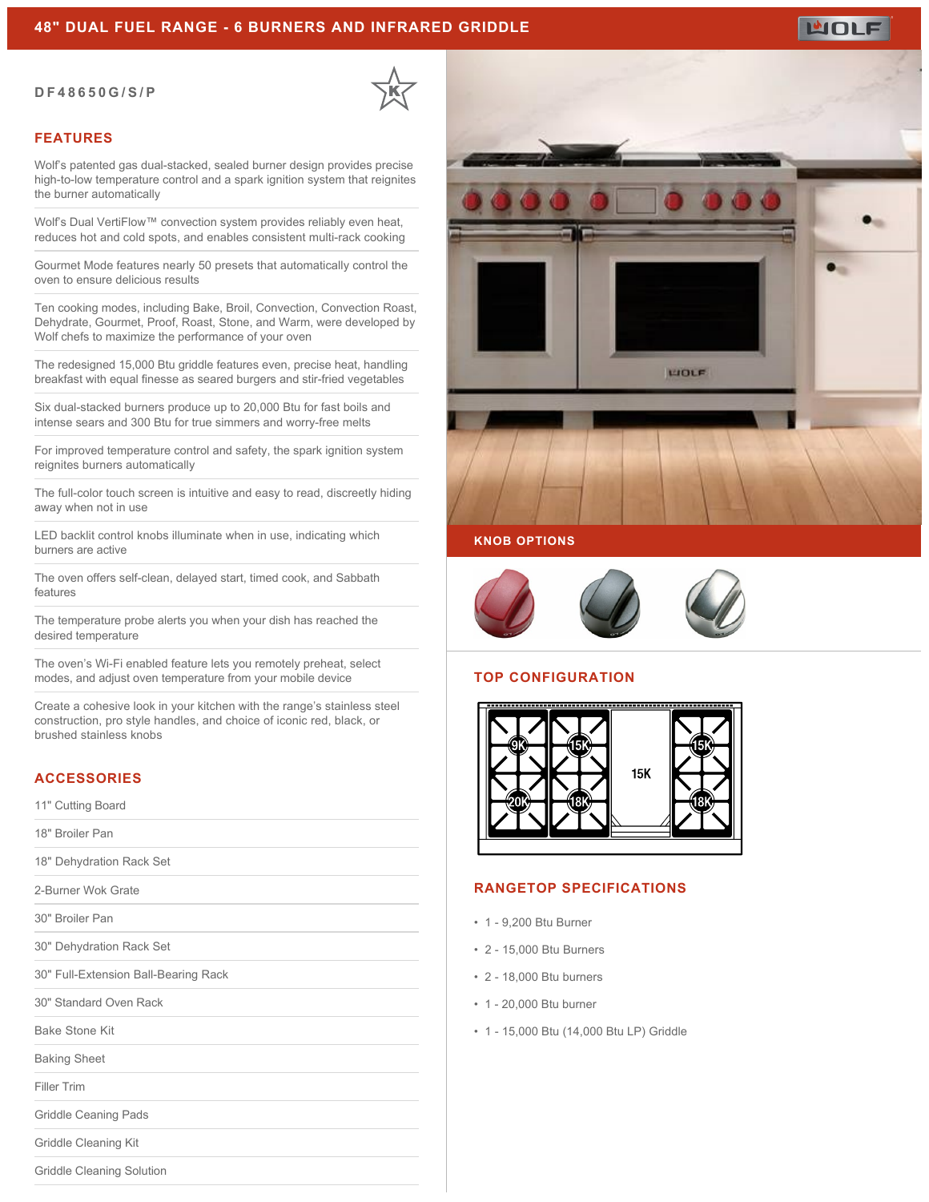# 48" DUAL FUEL RANGE - 6 BURNERS AND INFRARED GRIDDLE

DF48650G/S/P

## FEATURES

Wolf's patented gas dual-stacked, sealed burner design provides precise high-to-low temperature control and a spark ignition system that reignites the burner automatically

Wolf's Dual VertiFlow™ convection system provides reliably even heat, reduces hot and cold spots, and enables consistent multi-rack cooking

Gourmet Mode features nearly 50 presets that automatically control the oven to ensure delicious results

Ten cooking modes, including Bake, Broil, Convection, Convection Roast, Dehydrate, Gourmet, Proof, Roast, Stone, and Warm, were developed by Wolf chefs to maximize the performance of your oven

The redesigned 15,000 Btu griddle features even, precise heat, handling breakfast with equal finesse as seared burgers and stir-fried vegetables

Six dual-stacked burners produce up to 20,000 Btu for fast boils and intense sears and 300 Btu for true simmers and worry-free melts

For improved temperature control and safety, the spark ignition system reignites burners automatically

The full-color touch screen is intuitive and easy to read, discreetly hiding away when not in use

LED backlit control knobs illuminate when in use, indicating which burners are active

The oven offers self-clean, delayed start, timed cook, and Sabbath features

The temperature probe alerts you when your dish has reached the desired temperature

The oven's Wi-Fi enabled feature lets you remotely preheat, select modes, and adjust oven temperature from your mobile device

Create a cohesive look in your kitchen with the range's stainless steel construction, pro style handles, and choice of iconic red, black, or brushed stainless knobs

## ACCESSORIES

- 11" Cutting Board
- 18" Broiler Pan
- 18" Dehydration Rack Set
- 2-Burner Wok Grate
- 30" Broiler Pan
- 30" Dehydration Rack Set
- 30" Full-Extension Ball-Bearing Rack
- 30" Standard Oven Rack
- Bake Stone Kit
- Baking Sheet
- Filler Trim
- Griddle Ceaning Pads
- Griddle Cleaning Kit
- Griddle Cleaning Solution

## KNOB OPTIONS

## TOP CONFIGURATION

9K, 15K, 20K, 18K, 15K (griddle), 15K, 18K

## RANGETOP SPECIFICATIONS

- 1 - 9,200 Btu Burner
- 2 - 15,000 Btu Burners
- 2 - 18,000 Btu burners
- 1 - 20,000 Btu burner
- 1 - 15,000 Btu (14,000 Btu LP) Griddle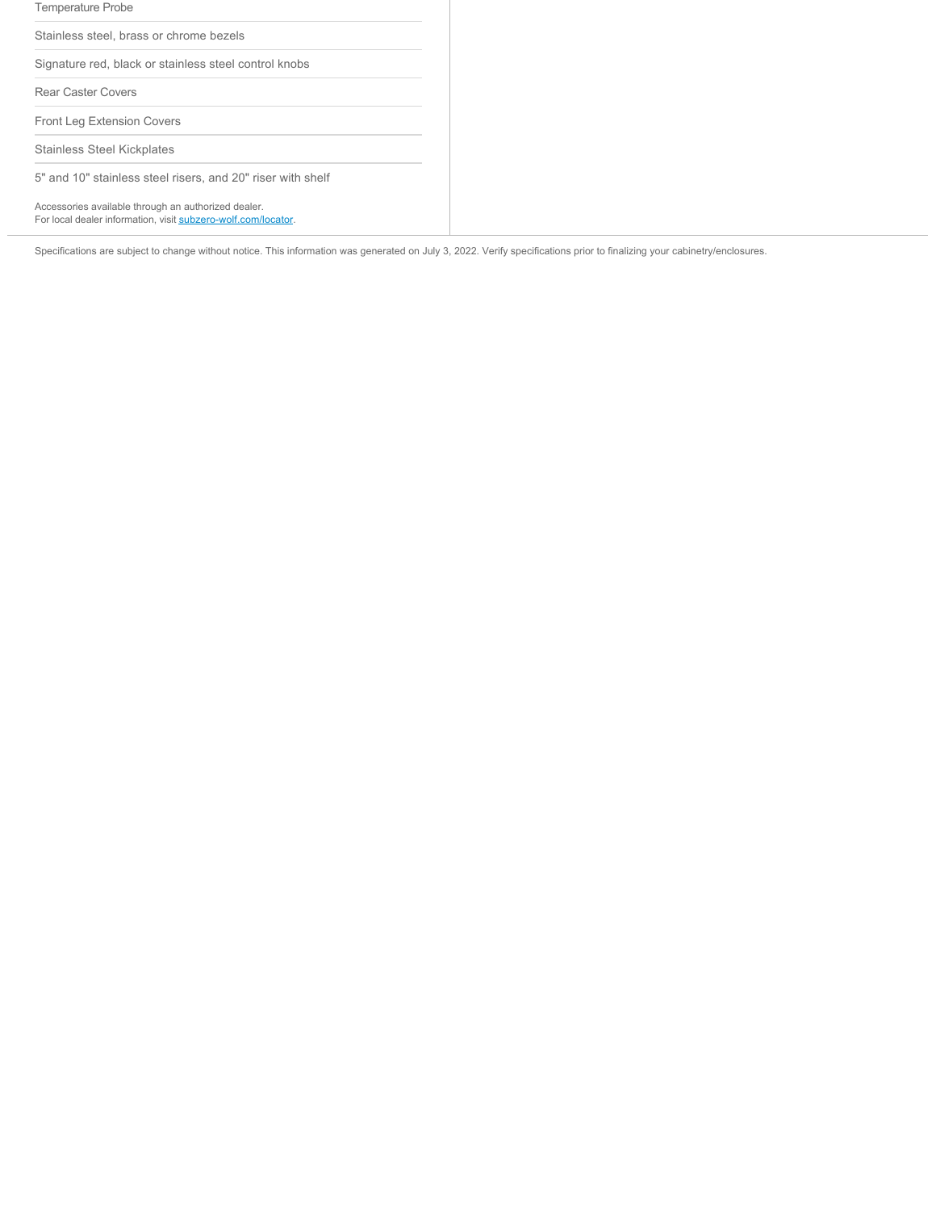Temperature Probe

Stainless steel, brass or chrome bezels

Signature red, black or stainless steel control knobs

Rear Caster Covers

Front Leg Extension Covers

Stainless Steel Kickplates

5" and 10" stainless steel risers, and 20" riser with shelf

Accessories available through an authorized dealer.
For local dealer information, visit [subzero-wolf.com/locator](subzero-wolf.com/locator).

Specifications are subject to change without notice. This information was generated on July 3, 2022. Verify specifications prior to finalizing your cabinetry/enclosures.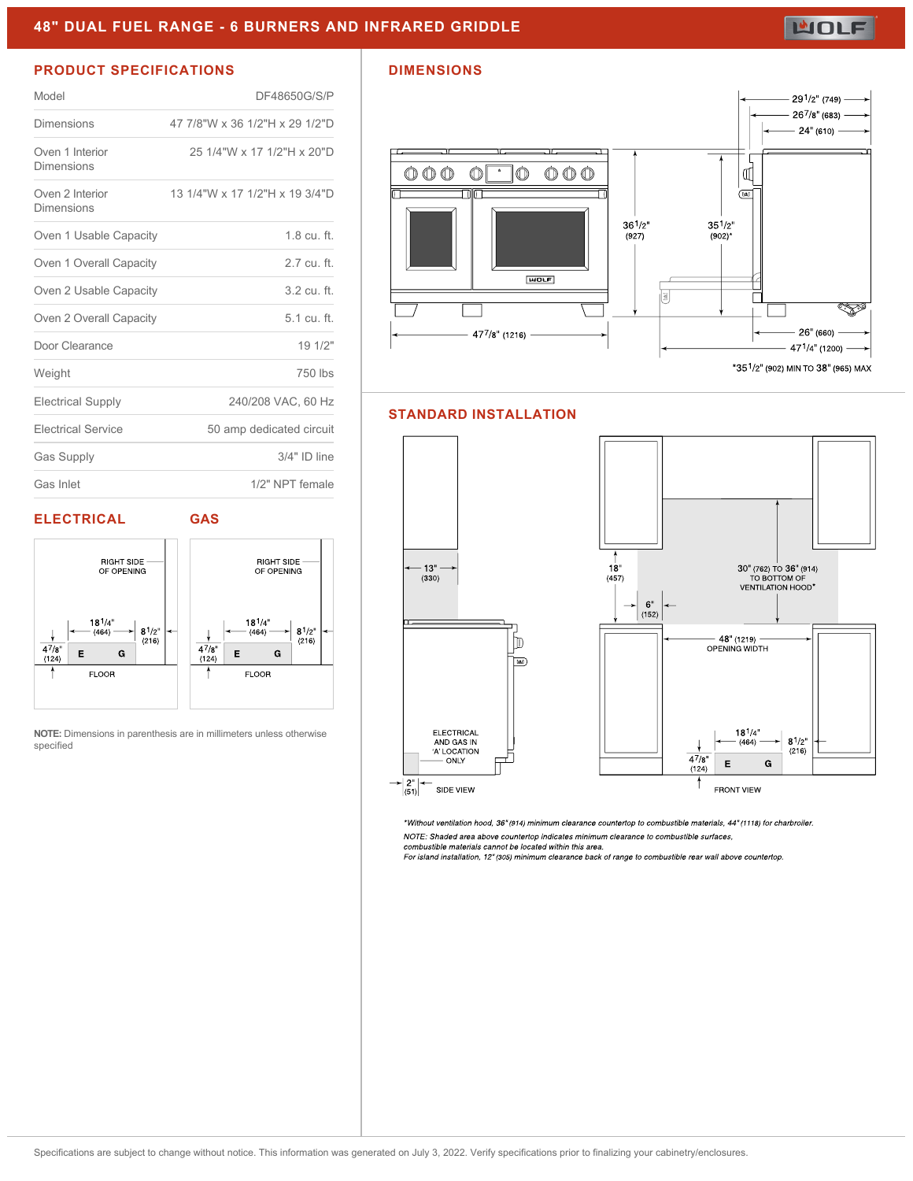# 48" DUAL FUEL RANGE - 6 BURNERS AND INFRARED GRIDDLE

## PRODUCT SPECIFICATIONS

| | |
|---|---|
| Model | DF48650G/S/P |
| Dimensions | 47 7/8"W x 36 1/2"H x 29 1/2"D |
| Oven 1 Interior Dimensions | 25 1/4"W x 17 1/2"H x 20"D |
| Oven 2 Interior Dimensions | 13 1/4"W x 17 1/2"H x 19 3/4"D |
| Oven 1 Usable Capacity | 1.8 cu. ft. |
| Oven 1 Overall Capacity | 2.7 cu. ft. |
| Oven 2 Usable Capacity | 3.2 cu. ft. |
| Oven 2 Overall Capacity | 5.1 cu. ft. |
| Door Clearance | 19 1/2" |
| Weight | 750 lbs |
| Electrical Supply | 240/208 VAC, 60 Hz |
| Electrical Service | 50 amp dedicated circuit |
| Gas Supply | 3/4" ID line |
| Gas Inlet | 1/2" NPT female |

## ELECTRICAL

RIGHT SIDE OF OPENING

18 1/4" (464)

8 1/2" (216)

4 7/8" (124)

E G

FLOOR

## GAS

RIGHT SIDE OF OPENING

18 1/4" (464)

8 1/2" (216)

4 7/8" (124)

E G

FLOOR

**NOTE:** Dimensions in parenthesis are in millimeters unless otherwise specified

## DIMENSIONS

29 1/2" (749)

26 7/8" (683)

24" (610)

36 1/2" (927)

35 1/2" (902)*

47 7/8" (1216)

26" (660)

47 1/4" (1200)

*35 1/2" (902) MIN TO 38" (965) MAX

## STANDARD INSTALLATION

13" (330)

18" (457)

6" (152)

30" (762) TO 36" (914) TO BOTTOM OF VENTILATION HOOD*

48" (1219) OPENING WIDTH

ELECTRICAL AND GAS IN 'A' LOCATION ONLY

18 1/4" (464)

8 1/2" (216)

4 7/8" (124)

E G

2" (51)

SIDE VIEW

FRONT VIEW

*Without ventilation hood, 36" (914) minimum clearance countertop to combustible materials, 44" (1118) for charbroiler.*

*NOTE: Shaded area above countertop indicates minimum clearance to combustible surfaces, combustible materials cannot be located within this area.*

*For island installation, 12" (305) minimum clearance back of range to combustible rear wall above countertop.*

Specifications are subject to change without notice. This information was generated on July 3, 2022. Verify specifications prior to finalizing your cabinetry/enclosures.